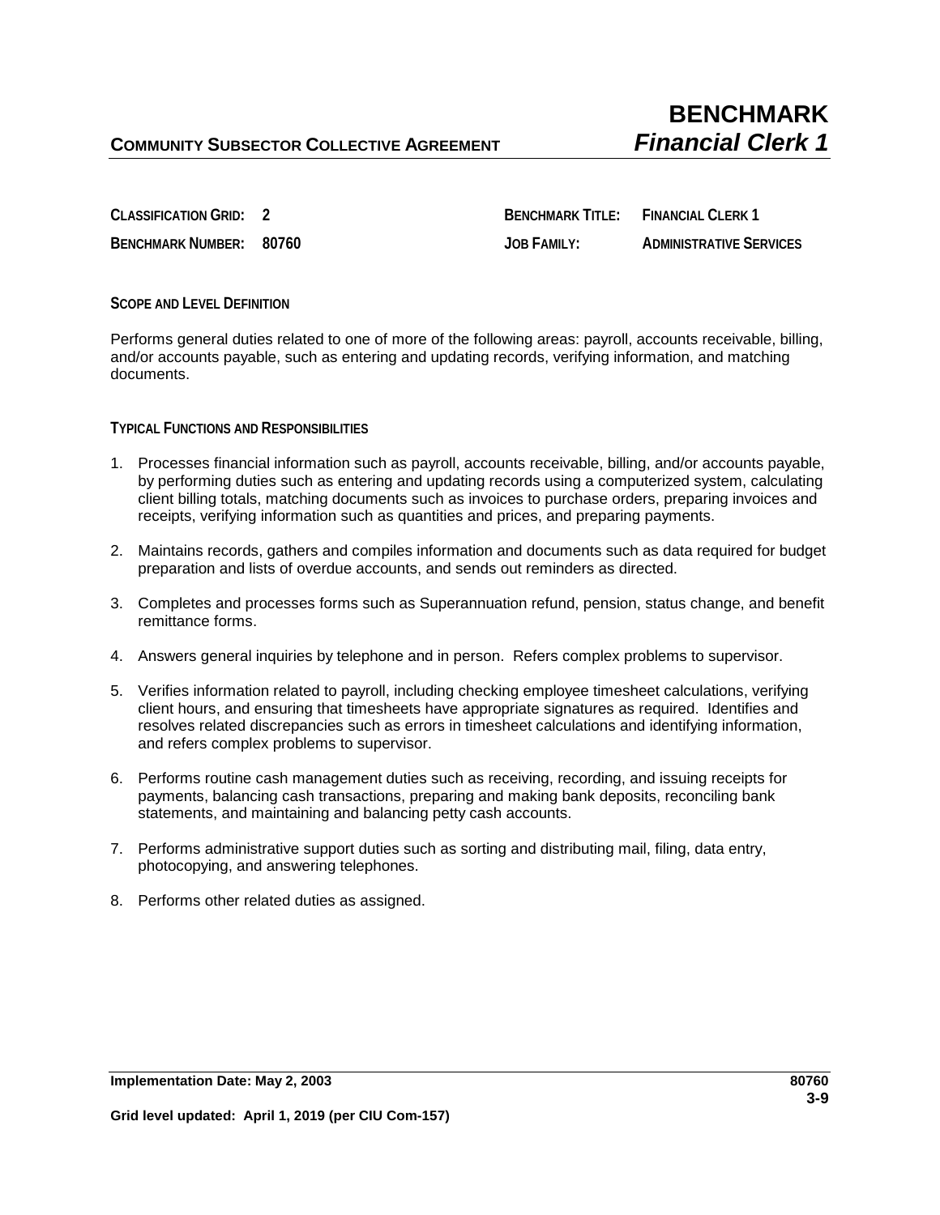# BENCHMARK

**COMMUNITY SUBSECTOR COLLECTIVE AGREEMENT** ***Financial Clerk 1***

| | | | |
|---|---|---|---|
| **CLASSIFICATION GRID:** | **2** | **BENCHMARK TITLE:** | **FINANCIAL CLERK 1** |
| **BENCHMARK NUMBER:** | **80760** | **JOB FAMILY:** | **ADMINISTRATIVE SERVICES** |

## SCOPE AND LEVEL DEFINITION

Performs general duties related to one of more of the following areas: payroll, accounts receivable, billing, and/or accounts payable, such as entering and updating records, verifying information, and matching documents.

## TYPICAL FUNCTIONS AND RESPONSIBILITIES

1. Processes financial information such as payroll, accounts receivable, billing, and/or accounts payable, by performing duties such as entering and updating records using a computerized system, calculating client billing totals, matching documents such as invoices to purchase orders, preparing invoices and receipts, verifying information such as quantities and prices, and preparing payments.

2. Maintains records, gathers and compiles information and documents such as data required for budget preparation and lists of overdue accounts, and sends out reminders as directed.

3. Completes and processes forms such as Superannuation refund, pension, status change, and benefit remittance forms.

4. Answers general inquiries by telephone and in person. Refers complex problems to supervisor.

5. Verifies information related to payroll, including checking employee timesheet calculations, verifying client hours, and ensuring that timesheets have appropriate signatures as required. Identifies and resolves related discrepancies such as errors in timesheet calculations and identifying information, and refers complex problems to supervisor.

6. Performs routine cash management duties such as receiving, recording, and issuing receipts for payments, balancing cash transactions, preparing and making bank deposits, reconciling bank statements, and maintaining and balancing petty cash accounts.

7. Performs administrative support duties such as sorting and distributing mail, filing, data entry, photocopying, and answering telephones.

8. Performs other related duties as assigned.

**Implementation Date: May 2, 2003**

**Grid level updated: April 1, 2019 (per CIU Com-157)**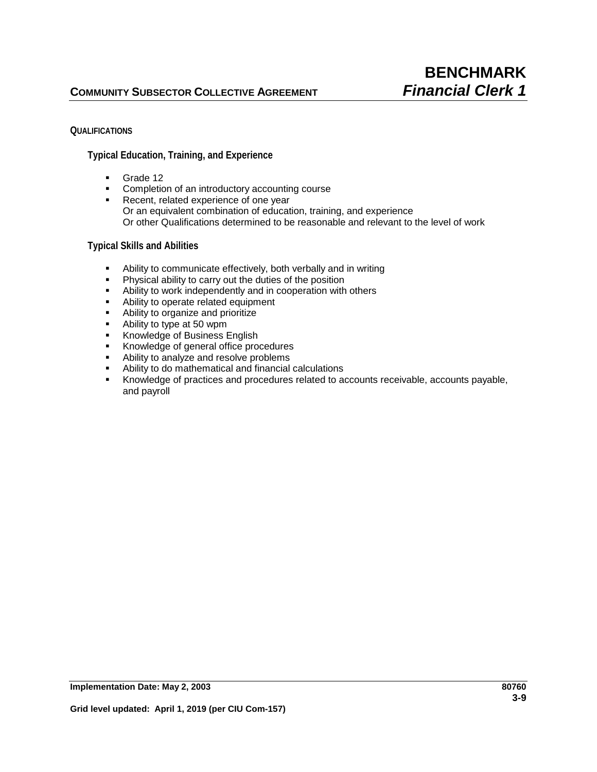## QUALIFICATIONS

### Typical Education, Training, and Experience

- Grade 12
- Completion of an introductory accounting course
- Recent, related experience of one year
  Or an equivalent combination of education, training, and experience
  Or other Qualifications determined to be reasonable and relevant to the level of work

### Typical Skills and Abilities

- Ability to communicate effectively, both verbally and in writing
- Physical ability to carry out the duties of the position
- Ability to work independently and in cooperation with others
- Ability to operate related equipment
- Ability to organize and prioritize
- Ability to type at 50 wpm
- Knowledge of Business English
- Knowledge of general office procedures
- Ability to analyze and resolve problems
- Ability to do mathematical and financial calculations
- Knowledge of practices and procedures related to accounts receivable, accounts payable, and payroll